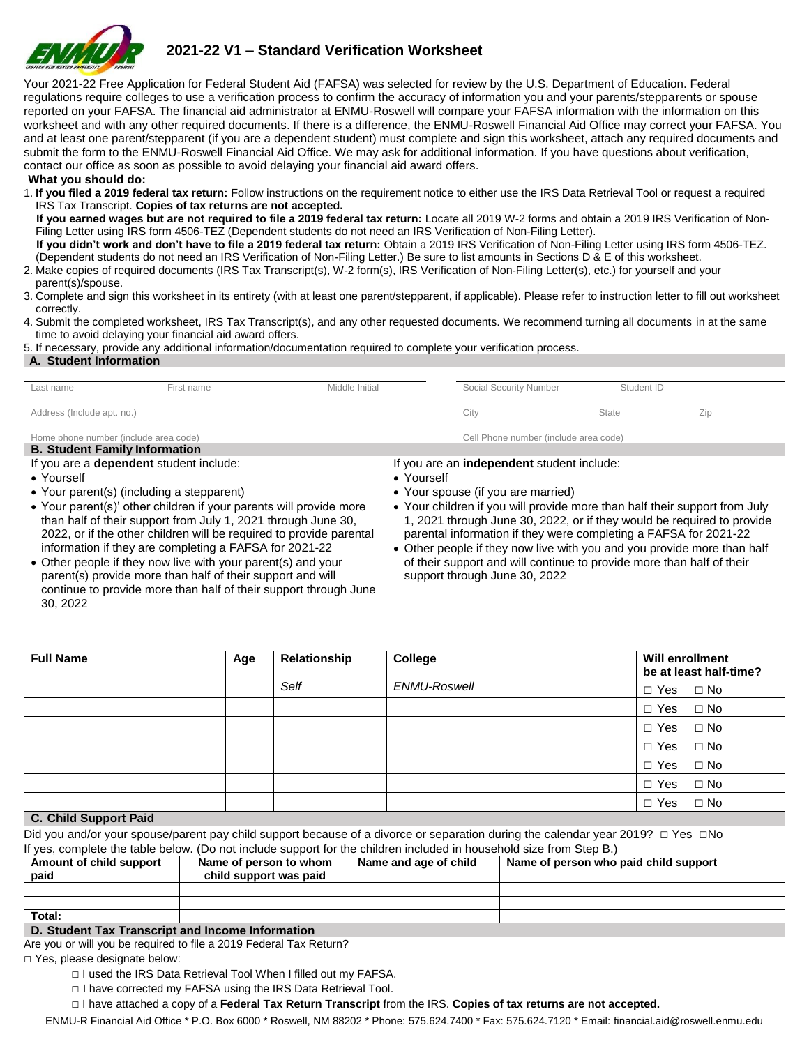# 2021-22 V1 – Standard Verification Worksheet

Your 2021-22 Free Application for Federal Student Aid (FAFSA) was selected for review by the U.S. Department of Education. Federal regulations require colleges to use a verification process to confirm the accuracy of information you and your parents/stepparents or spouse reported on your FAFSA. The financial aid administrator at ENMU-Roswell will compare your FAFSA information with the information on this worksheet and with any other required documents. If there is a difference, the ENMU-Roswell Financial Aid Office may correct your FAFSA. You and at least one parent/stepparent (if you are a dependent student) must complete and sign this worksheet, attach any required documents and submit the form to the ENMU-Roswell Financial Aid Office. We may ask for additional information. If you have questions about verification, contact our office as soon as possible to avoid delaying your financial aid award offers.

**What you should do:**

1. **If you filed a 2019 federal tax return:** Follow instructions on the requirement notice to either use the IRS Data Retrieval Tool or request a required IRS Tax Transcript. **Copies of tax returns are not accepted.**
   **If you earned wages but are not required to file a 2019 federal tax return:** Locate all 2019 W-2 forms and obtain a 2019 IRS Verification of Non-Filing Letter using IRS form 4506-TEZ (Dependent students do not need an IRS Verification of Non-Filing Letter).
   **If you didn't work and don't have to file a 2019 federal tax return:** Obtain a 2019 IRS Verification of Non-Filing Letter using IRS form 4506-TEZ. (Dependent students do not need an IRS Verification of Non-Filing Letter.) Be sure to list amounts in Sections D & E of this worksheet.
2. Make copies of required documents (IRS Tax Transcript(s), W-2 form(s), IRS Verification of Non-Filing Letter(s), etc.) for yourself and your parent(s)/spouse.
3. Complete and sign this worksheet in its entirety (with at least one parent/stepparent, if applicable). Please refer to instruction letter to fill out worksheet correctly.
4. Submit the completed worksheet, IRS Tax Transcript(s), and any other requested documents. We recommend turning all documents in at the same time to avoid delaying your financial aid award offers.
5. If necessary, provide any additional information/documentation required to complete your verification process.

## A. Student Information

| Last name | First name | Middle Initial | Social Security Number | Student ID | |
|---|---|---|---|---|---|
| Address (Include apt. no.) | | | City | State | Zip |
| Home phone number (include area code) | | | Cell Phone number (include area code) | | |

## B. Student Family Information

If you are a **dependent** student include:

- Yourself
- Your parent(s) (including a stepparent)
- Your parent(s)' other children if your parents will provide more than half of their support from July 1, 2021 through June 30, 2022, or if the other children will be required to provide parental information if they are completing a FAFSA for 2021-22
- Other people if they now live with your parent(s) and your parent(s) provide more than half of their support and will continue to provide more than half of their support through June 30, 2022

If you are an **independent** student include:

- Yourself
- Your spouse (if you are married)
- Your children if you will provide more than half their support from July 1, 2021 through June 30, 2022, or if they would be required to provide parental information if they were completing a FAFSA for 2021-22
- Other people if they now live with you and you provide more than half of their support and will continue to provide more than half of their support through June 30, 2022

| Full Name | Age | Relationship | College | Will enrollment be at least half-time? |
|---|---|---|---|---|
| | | *Self* | *ENMU-Roswell* | □ Yes □ No |
| | | | | □ Yes □ No |
| | | | | □ Yes □ No |
| | | | | □ Yes □ No |
| | | | | □ Yes □ No |
| | | | | □ Yes □ No |
| | | | | □ Yes □ No |

## C. Child Support Paid

Did you and/or your spouse/parent pay child support because of a divorce or separation during the calendar year 2019? □ Yes □No

If yes, complete the table below. (Do not include support for the children included in household size from Step B.)

| Amount of child support paid | Name of person to whom child support was paid | Name and age of child | Name of person who paid child support |
|---|---|---|---|
| | | | |
| | | | |
| Total: | | | |

## D. Student Tax Transcript and Income Information

Are you or will you be required to file a 2019 Federal Tax Return?

□ Yes, please designate below:

- □ I used the IRS Data Retrieval Tool When I filled out my FAFSA.
- □ I have corrected my FAFSA using the IRS Data Retrieval Tool.
- □ I have attached a copy of a **Federal Tax Return Transcript** from the IRS. **Copies of tax returns are not accepted.**

ENMU-R Financial Aid Office * P.O. Box 6000 * Roswell, NM 88202 * Phone: 575.624.7400 * Fax: 575.624.7120 * Email: financial.aid@roswell.enmu.edu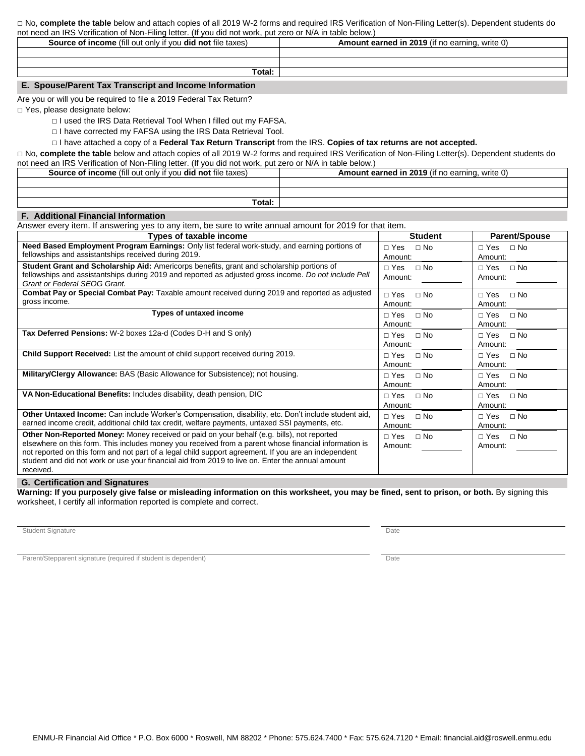□ No, **complete the table** below and attach copies of all 2019 W-2 forms and required IRS Verification of Non-Filing Letter(s). Dependent students do not need an IRS Verification of Non-Filing letter. (If you did not work, put zero or N/A in table below.)

| **Source of income** (fill out only if you **did not** file taxes) | **Amount earned in 2019** (if no earning, write 0) |
|---|---|
| | |
| | |
| **Total:** | |

## E. Spouse/Parent Tax Transcript and Income Information

Are you or will you be required to file a 2019 Federal Tax Return?

□ Yes, please designate below:

- □ I used the IRS Data Retrieval Tool When I filled out my FAFSA.
- □ I have corrected my FAFSA using the IRS Data Retrieval Tool.
- □ I have attached a copy of a **Federal Tax Return Transcript** from the IRS. **Copies of tax returns are not accepted.**

□ No, **complete the table** below and attach copies of all 2019 W-2 forms and required IRS Verification of Non-Filing Letter(s). Dependent students do not need an IRS Verification of Non-Filing letter. (If you did not work, put zero or N/A in table below.)

| **Source of income** (fill out only if you **did not** file taxes) | **Amount earned in 2019** (if no earning, write 0) |
|---|---|
| | |
| | |
| **Total:** | |

## F. Additional Financial Information

Answer every item. If answering yes to any item, be sure to write annual amount for 2019 for that item.

| **Types of taxable income** | **Student** | **Parent/Spouse** |
|---|---|---|
| **Need Based Employment Program Earnings:** Only list federal work-study, and earning portions of fellowships and assistantships received during 2019. | □ Yes □ No Amount: | □ Yes □ No Amount: |
| **Student Grant and Scholarship Aid:** Americorps benefits, grant and scholarship portions of fellowships and assistantships during 2019 and reported as adjusted gross income. *Do not include Pell Grant or Federal SEOG Grant.* | □ Yes □ No Amount: | □ Yes □ No Amount: |
| **Combat Pay or Special Combat Pay:** Taxable amount received during 2019 and reported as adjusted gross income. | □ Yes □ No Amount: | □ Yes □ No Amount: |
| **Types of untaxed income** | □ Yes □ No Amount: | □ Yes □ No Amount: |
| **Tax Deferred Pensions:** W-2 boxes 12a-d (Codes D-H and S only) | □ Yes □ No Amount: | □ Yes □ No Amount: |
| **Child Support Received:** List the amount of child support received during 2019. | □ Yes □ No Amount: | □ Yes □ No Amount: |
| **Military/Clergy Allowance:** BAS (Basic Allowance for Subsistence); not housing. | □ Yes □ No Amount: | □ Yes □ No Amount: |
| **VA Non-Educational Benefits:** Includes disability, death pension, DIC | □ Yes □ No Amount: | □ Yes □ No Amount: |
| **Other Untaxed Income:** Can include Worker's Compensation, disability, etc. Don't include student aid, earned income credit, additional child tax credit, welfare payments, untaxed SSI payments, etc. | □ Yes □ No Amount: | □ Yes □ No Amount: |
| **Other Non-Reported Money:** Money received or paid on your behalf (e.g. bills), not reported elsewhere on this form. This includes money you received from a parent whose financial information is not reported on this form and not part of a legal child support agreement. If you are an independent student and did not work or use your financial aid from 2019 to live on. Enter the annual amount received. | □ Yes □ No Amount: | □ Yes □ No Amount: |

## G. Certification and Signatures

**Warning: If you purposely give false or misleading information on this worksheet, you may be fined, sent to prison, or both.** By signing this worksheet, I certify all information reported is complete and correct.

Student Signature _______________ Date _______________

Parent/Stepparent signature (required if student is dependent) _______________ Date _______________

ENMU-R Financial Aid Office * P.O. Box 6000 * Roswell, NM 88202 * Phone: 575.624.7400 * Fax: 575.624.7120 * Email: financial.aid@roswell.enmu.edu